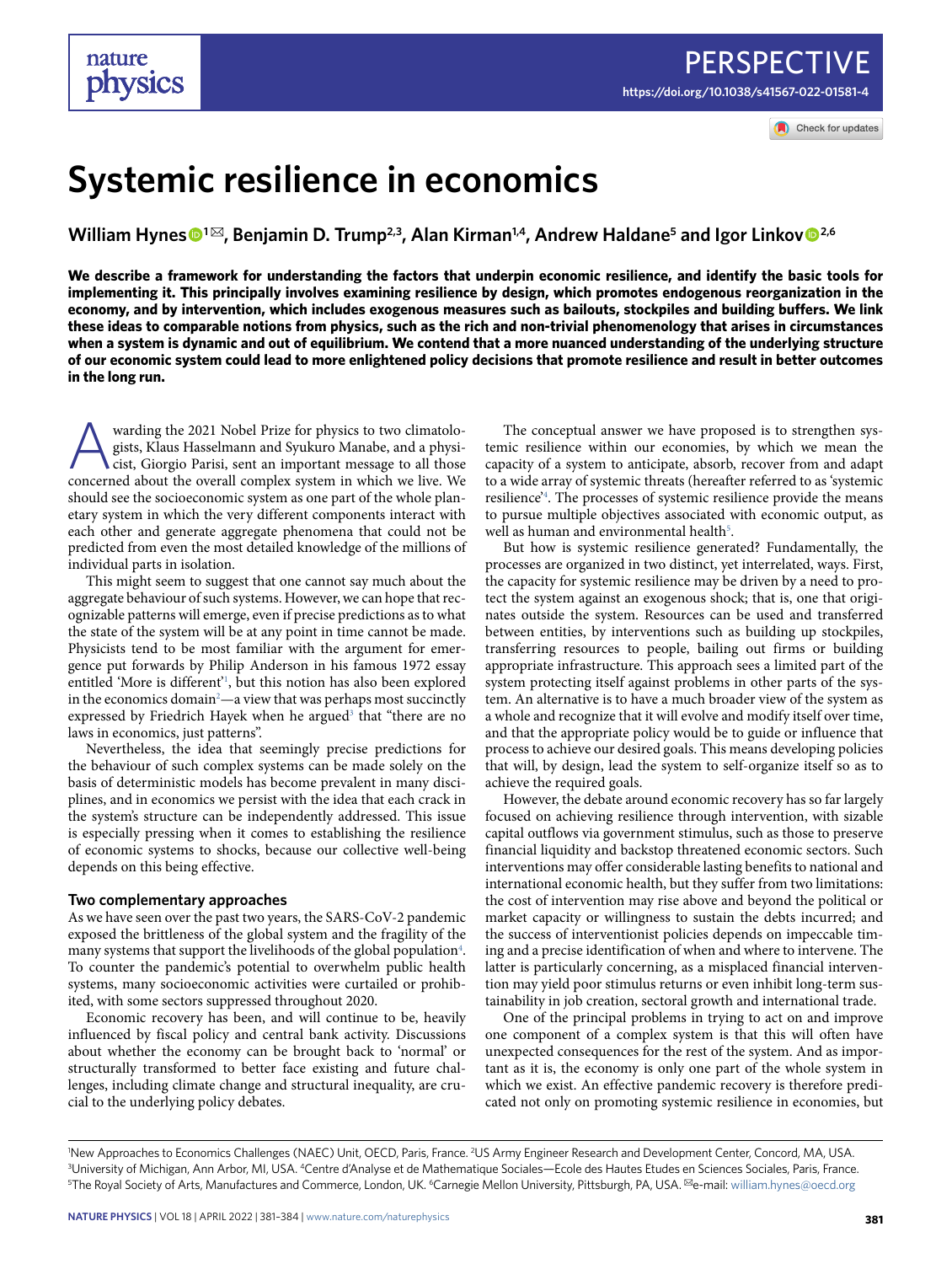# Systemic resilience in economics

**William Hynes[1], Benjamin D. Trump[2,3], Alan Kirman[1,4], Andrew Haldane[5] and Igor Linkov[2,6]**

**We describe a framework for understanding the factors that underpin economic resilience, and identify the basic tools for implementing it. This principally involves examining resilience by design, which promotes endogenous reorganization in the economy, and by intervention, which includes exogenous measures such as bailouts, stockpiles and building buffers. We link these ideas to comparable notions from physics, such as the rich and non-trivial phenomenology that arises in circumstances when a system is dynamic and out of equilibrium. We contend that a more nuanced understanding of the underlying structure of our economic system could lead to more enlightened policy decisions that promote resilience and result in better outcomes in the long run.**

Awarding the 2021 Nobel Prize for physics to two climatologists, Klaus Hasselmann and Syukuro Manabe, and a physicist, Giorgio Parisi, sent an important message to all those concerned about the overall complex system in which we live. We should see the socioeconomic system as one part of the whole planetary system in which the very different components interact with each other and generate aggregate phenomena that could not be predicted from even the most detailed knowledge of the millions of individual parts in isolation.

This might seem to suggest that one cannot say much about the aggregate behaviour of such systems. However, we can hope that recognizable patterns will emerge, even if precise predictions as to what the state of the system will be at any point in time cannot be made. Physicists tend to be most familiar with the argument for emergence put forwards by Philip Anderson in his famous 1972 essay entitled 'More is different'[1], but this notion has also been explored in the economics domain[2]—a view that was perhaps most succinctly expressed by Friedrich Hayek when he argued[3] that "there are no laws in economics, just patterns".

Nevertheless, the idea that seemingly precise predictions for the behaviour of such complex systems can be made solely on the basis of deterministic models has become prevalent in many disciplines, and in economics we persist with the idea that each crack in the system's structure can be independently addressed. This issue is especially pressing when it comes to establishing the resilience of economic systems to shocks, because our collective well-being depends on this being effective.

## Two complementary approaches

As we have seen over the past two years, the SARS-CoV-2 pandemic exposed the brittleness of the global system and the fragility of the many systems that support the livelihoods of the global population[4]. To counter the pandemic's potential to overwhelm public health systems, many socioeconomic activities were curtailed or prohibited, with some sectors suppressed throughout 2020.

Economic recovery has been, and will continue to be, heavily influenced by fiscal policy and central bank activity. Discussions about whether the economy can be brought back to 'normal' or structurally transformed to better face existing and future challenges, including climate change and structural inequality, are crucial to the underlying policy debates.

The conceptual answer we have proposed is to strengthen systemic resilience within our economies, by which we mean the capacity of a system to anticipate, absorb, recover from and adapt to a wide array of systemic threats (hereafter referred to as 'systemic resilience'[4]. The processes of systemic resilience provide the means to pursue multiple objectives associated with economic output, as well as human and environmental health[5].

But how is systemic resilience generated? Fundamentally, the processes are organized in two distinct, yet interrelated, ways. First, the capacity for systemic resilience may be driven by a need to protect the system against an exogenous shock; that is, one that originates outside the system. Resources can be used and transferred between entities, by interventions such as building up stockpiles, transferring resources to people, bailing out firms or building appropriate infrastructure. This approach sees a limited part of the system protecting itself against problems in other parts of the system. An alternative is to have a much broader view of the system as a whole and recognize that it will evolve and modify itself over time, and that the appropriate policy would be to guide or influence that process to achieve our desired goals. This means developing policies that will, by design, lead the system to self-organize itself so as to achieve the required goals.

However, the debate around economic recovery has so far largely focused on achieving resilience through intervention, with sizable capital outflows via government stimulus, such as those to preserve financial liquidity and backstop threatened economic sectors. Such interventions may offer considerable lasting benefits to national and international economic health, but they suffer from two limitations: the cost of intervention may rise above and beyond the political or market capacity or willingness to sustain the debts incurred; and the success of interventionist policies depends on impeccable timing and a precise identification of when and where to intervene. The latter is particularly concerning, as a misplaced financial intervention may yield poor stimulus returns or even inhibit long-term sustainability in job creation, sectoral growth and international trade.

One of the principal problems in trying to act on and improve one component of a complex system is that this will often have unexpected consequences for the rest of the system. And as important as it is, the economy is only one part of the whole system in which we exist. An effective pandemic recovery is therefore predicated not only on promoting systemic resilience in economies, but

[1]New Approaches to Economics Challenges (NAEC) Unit, OECD, Paris, France. [2]US Army Engineer Research and Development Center, Concord, MA, USA. [3]University of Michigan, Ann Arbor, MI, USA. [4]Centre d'Analyse et de Mathematique Sociales—Ecole des Hautes Etudes en Sciences Sociales, Paris, France. [5]The Royal Society of Arts, Manufactures and Commerce, London, UK. [6]Carnegie Mellon University, Pittsburgh, PA, USA. ✉e-mail: william.hynes@oecd.org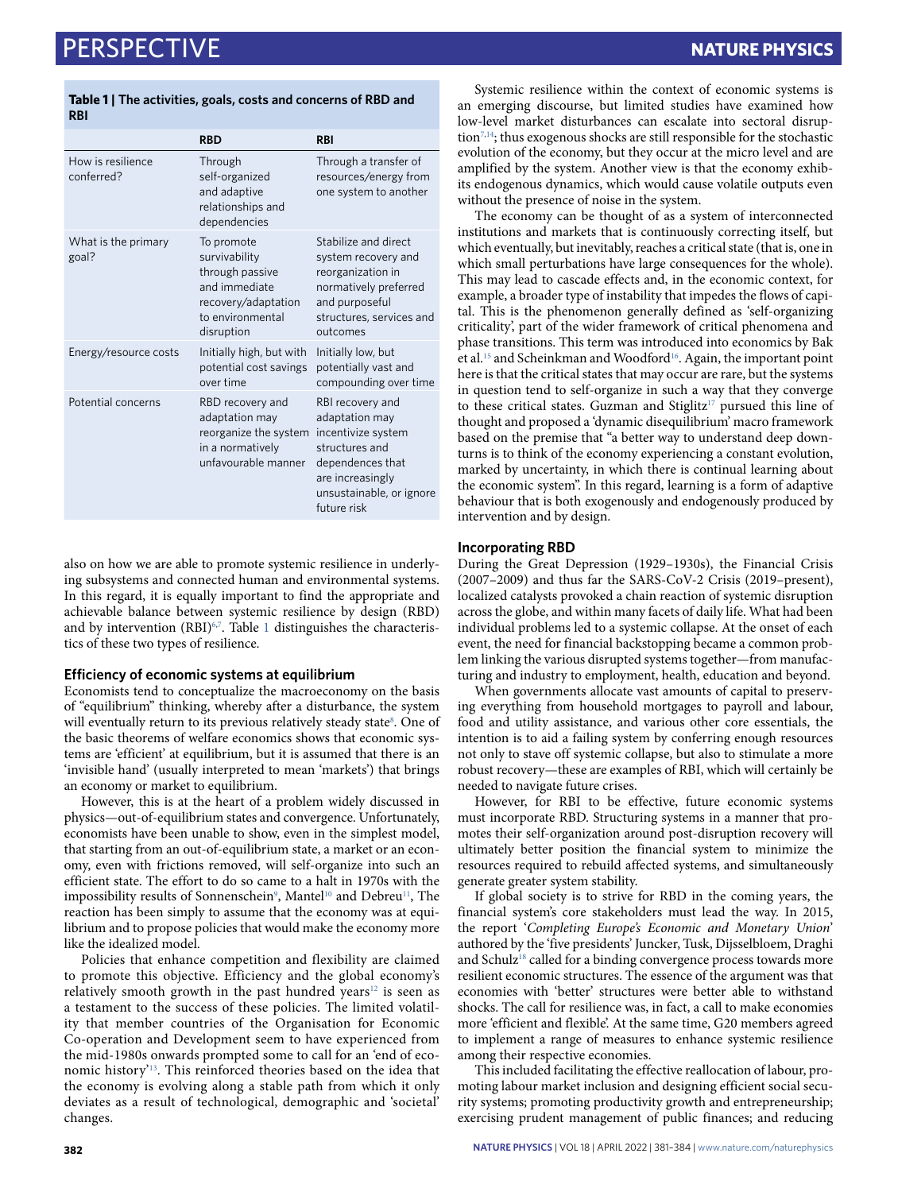**Table 1 | The activities, goals, costs and concerns of RBD and RBI**

| | RBD | RBI |
|---|---|---|
| How is resilience conferred? | Through self-organized and adaptive relationships and dependencies | Through a transfer of resources/energy from one system to another |
| What is the primary goal? | To promote survivability through passive and immediate recovery/adaptation to environmental disruption | Stabilize and direct system recovery and reorganization in normatively preferred and purposeful structures, services and outcomes |
| Energy/resource costs | Initially high, but with potential cost savings over time | Initially low, but potentially vast and compounding over time |
| Potential concerns | RBD recovery and adaptation may reorganize the system in a normatively unfavourable manner | RBI recovery and adaptation may incentivize system structures and dependences that are increasingly unsustainable, or ignore future risk |

also on how we are able to promote systemic resilience in underlying subsystems and connected human and environmental systems. In this regard, it is equally important to find the appropriate and achievable balance between systemic resilience by design (RBD) and by intervention (RBI)[6,7]. Table 1 distinguishes the characteristics of these two types of resilience.

## Efficiency of economic systems at equilibrium

Economists tend to conceptualize the macroeconomy on the basis of "equilibrium" thinking, whereby after a disturbance, the system will eventually return to its previous relatively steady state[8]. One of the basic theorems of welfare economics shows that economic systems are 'efficient' at equilibrium, but it is assumed that there is an 'invisible hand' (usually interpreted to mean 'markets') that brings an economy or market to equilibrium.

However, this is at the heart of a problem widely discussed in physics—out-of-equilibrium states and convergence. Unfortunately, economists have been unable to show, even in the simplest model, that starting from an out-of-equilibrium state, a market or an economy, even with frictions removed, will self-organize into such an efficient state. The effort to do so came to a halt in 1970s with the impossibility results of Sonnenschein[9], Mantel[10] and Debreu[11]. The reaction has been simply to assume that the economy was at equilibrium and to propose policies that would make the economy more like the idealized model.

Policies that enhance competition and flexibility are claimed to promote this objective. Efficiency and the global economy's relatively smooth growth in the past hundred years[12] is seen as a testament to the success of these policies. The limited volatility that member countries of the Organisation for Economic Co-operation and Development seem to have experienced from the mid-1980s onwards prompted some to call for an 'end of economic history'[13]. This reinforced theories based on the idea that the economy is evolving along a stable path from which it only deviates as a result of technological, demographic and 'societal' changes.

Systemic resilience within the context of economic systems is an emerging discourse, but limited studies have examined how low-level market disturbances can escalate into sectoral disruption[7,14]; thus exogenous shocks are still responsible for the stochastic evolution of the economy, but they occur at the micro level and are amplified by the system. Another view is that the economy exhibits endogenous dynamics, which would cause volatile outputs even without the presence of noise in the system.

The economy can be thought of as a system of interconnected institutions and markets that is continuously correcting itself, but which eventually, but inevitably, reaches a critical state (that is, one in which small perturbations have large consequences for the whole). This may lead to cascade effects and, in the economic context, for example, a broader type of instability that impedes the flows of capital. This is the phenomenon generally defined as 'self-organizing criticality', part of the wider framework of critical phenomena and phase transitions. This term was introduced into economics by Bak et al.[15] and Scheinkman and Woodford[16]. Again, the important point here is that the critical states that may occur are rare, but the systems in question tend to self-organize in such a way that they converge to these critical states. Guzman and Stiglitz[17] pursued this line of thought and proposed a 'dynamic disequilibrium' macro framework based on the premise that "a better way to understand deep downturns is to think of the economy experiencing a constant evolution, marked by uncertainty, in which there is continual learning about the economic system". In this regard, learning is a form of adaptive behaviour that is both exogenously and endogenously produced by intervention and by design.

## Incorporating RBD

During the Great Depression (1929–1930s), the Financial Crisis (2007–2009) and thus far the SARS-CoV-2 Crisis (2019–present), localized catalysts provoked a chain reaction of systemic disruption across the globe, and within many facets of daily life. What had been individual problems led to a systemic collapse. At the onset of each event, the need for financial backstopping became a common problem linking the various disrupted systems together—from manufacturing and industry to employment, health, education and beyond.

When governments allocate vast amounts of capital to preserving everything from household mortgages to payroll and labour, food and utility assistance, and various other core essentials, the intention is to aid a failing system by conferring enough resources not only to stave off systemic collapse, but also to stimulate a more robust recovery—these are examples of RBI, which will certainly be needed to navigate future crises.

However, for RBI to be effective, future economic systems must incorporate RBD. Structuring systems in a manner that promotes their self-organization around post-disruption recovery will ultimately better position the financial system to minimize the resources required to rebuild affected systems, and simultaneously generate greater system stability.

If global society is to strive for RBD in the coming years, the financial system's core stakeholders must lead the way. In 2015, the report '*Completing Europe's Economic and Monetary Union*' authored by the 'five presidents' Juncker, Tusk, Dijsselbloem, Draghi and Schulz[18] called for a binding convergence process towards more resilient economic structures. The essence of the argument was that economies with 'better' structures were better able to withstand shocks. The call for resilience was, in fact, a call to make economies more 'efficient and flexible'. At the same time, G20 members agreed to implement a range of measures to enhance systemic resilience among their respective economies.

This included facilitating the effective reallocation of labour, promoting labour market inclusion and designing efficient social security systems; promoting productivity growth and entrepreneurship; exercising prudent management of public finances; and reducing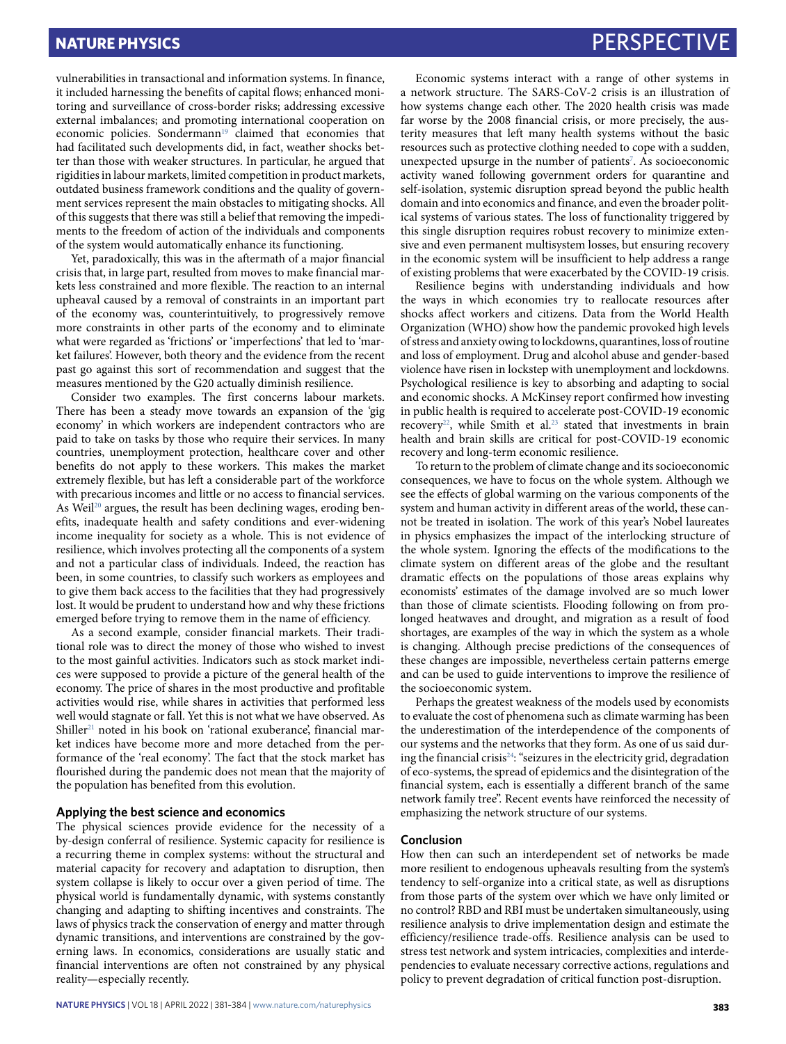vulnerabilities in transactional and information systems. In finance, it included harnessing the benefits of capital flows; enhanced monitoring and surveillance of cross-border risks; addressing excessive external imbalances; and promoting international cooperation on economic policies. Sondermann[19] claimed that economies that had facilitated such developments did, in fact, weather shocks better than those with weaker structures. In particular, he argued that rigidities in labour markets, limited competition in product markets, outdated business framework conditions and the quality of government services represent the main obstacles to mitigating shocks. All of this suggests that there was still a belief that removing the impediments to the freedom of action of the individuals and components of the system would automatically enhance its functioning.

Yet, paradoxically, this was in the aftermath of a major financial crisis that, in large part, resulted from moves to make financial markets less constrained and more flexible. The reaction to an internal upheaval caused by a removal of constraints in an important part of the economy was, counterintuitively, to progressively remove more constraints in other parts of the economy and to eliminate what were regarded as 'frictions' or 'imperfections' that led to 'market failures'. However, both theory and the evidence from the recent past go against this sort of recommendation and suggest that the measures mentioned by the G20 actually diminish resilience.

Consider two examples. The first concerns labour markets. There has been a steady move towards an expansion of the 'gig economy' in which workers are independent contractors who are paid to take on tasks by those who require their services. In many countries, unemployment protection, healthcare cover and other benefits do not apply to these workers. This makes the market extremely flexible, but has left a considerable part of the workforce with precarious incomes and little or no access to financial services. As Weil[20] argues, the result has been declining wages, eroding benefits, inadequate health and safety conditions and ever-widening income inequality for society as a whole. This is not evidence of resilience, which involves protecting all the components of a system and not a particular class of individuals. Indeed, the reaction has been, in some countries, to classify such workers as employees and to give them back access to the facilities that they had progressively lost. It would be prudent to understand how and why these frictions emerged before trying to remove them in the name of efficiency.

As a second example, consider financial markets. Their traditional role was to direct the money of those who wished to invest to the most gainful activities. Indicators such as stock market indices were supposed to provide a picture of the general health of the economy. The price of shares in the most productive and profitable activities would rise, while shares in activities that performed less well would stagnate or fall. Yet this is not what we have observed. As Shiller[21] noted in his book on 'rational exuberance', financial market indices have become more and more detached from the performance of the 'real economy'. The fact that the stock market has flourished during the pandemic does not mean that the majority of the population has benefited from this evolution.

## Applying the best science and economics

The physical sciences provide evidence for the necessity of a by-design conferral of resilience. Systemic capacity for resilience is a recurring theme in complex systems: without the structural and material capacity for recovery and adaptation to disruption, then system collapse is likely to occur over a given period of time. The physical world is fundamentally dynamic, with systems constantly changing and adapting to shifting incentives and constraints. The laws of physics track the conservation of energy and matter through dynamic transitions, and interventions are constrained by the governing laws. In economics, considerations are usually static and financial interventions are often not constrained by any physical reality—especially recently.

Economic systems interact with a range of other systems in a network structure. The SARS-CoV-2 crisis is an illustration of how systems change each other. The 2020 health crisis was made far worse by the 2008 financial crisis, or more precisely, the austerity measures that left many health systems without the basic resources such as protective clothing needed to cope with a sudden, unexpected upsurge in the number of patients[7]. As socioeconomic activity waned following government orders for quarantine and self-isolation, systemic disruption spread beyond the public health domain and into economics and finance, and even the broader political systems of various states. The loss of functionality triggered by this single disruption requires robust recovery to minimize extensive and even permanent multisystem losses, but ensuring recovery in the economic system will be insufficient to help address a range of existing problems that were exacerbated by the COVID-19 crisis.

Resilience begins with understanding individuals and how the ways in which economies try to reallocate resources after shocks affect workers and citizens. Data from the World Health Organization (WHO) show how the pandemic provoked high levels of stress and anxiety owing to lockdowns, quarantines, loss of routine and loss of employment. Drug and alcohol abuse and gender-based violence have risen in lockstep with unemployment and lockdowns. Psychological resilience is key to absorbing and adapting to social and economic shocks. A McKinsey report confirmed how investing in public health is required to accelerate post-COVID-19 economic recovery[22], while Smith et al.[23] stated that investments in brain health and brain skills are critical for post-COVID-19 economic recovery and long-term economic resilience.

To return to the problem of climate change and its socioeconomic consequences, we have to focus on the whole system. Although we see the effects of global warming on the various components of the system and human activity in different areas of the world, these cannot be treated in isolation. The work of this year's Nobel laureates in physics emphasizes the impact of the interlocking structure of the whole system. Ignoring the effects of the modifications to the climate system on different areas of the globe and the resultant dramatic effects on the populations of those areas explains why economists' estimates of the damage involved are so much lower than those of climate scientists. Flooding following on from prolonged heatwaves and drought, and migration as a result of food shortages, are examples of the way in which the system as a whole is changing. Although precise predictions of the consequences of these changes are impossible, nevertheless certain patterns emerge and can be used to guide interventions to improve the resilience of the socioeconomic system.

Perhaps the greatest weakness of the models used by economists to evaluate the cost of phenomena such as climate warming has been the underestimation of the interdependence of the components of our systems and the networks that they form. As one of us said during the financial crisis[24]: "seizures in the electricity grid, degradation of eco-systems, the spread of epidemics and the disintegration of the financial system, each is essentially a different branch of the same network family tree". Recent events have reinforced the necessity of emphasizing the network structure of our systems.

## Conclusion

How then can such an interdependent set of networks be made more resilient to endogenous upheavals resulting from the system's tendency to self-organize into a critical state, as well as disruptions from those parts of the system over which we have only limited or no control? RBD and RBI must be undertaken simultaneously, using resilience analysis to drive implementation design and estimate the efficiency/resilience trade-offs. Resilience analysis can be used to stress test network and system intricacies, complexities and interdependencies to evaluate necessary corrective actions, regulations and policy to prevent degradation of critical function post-disruption.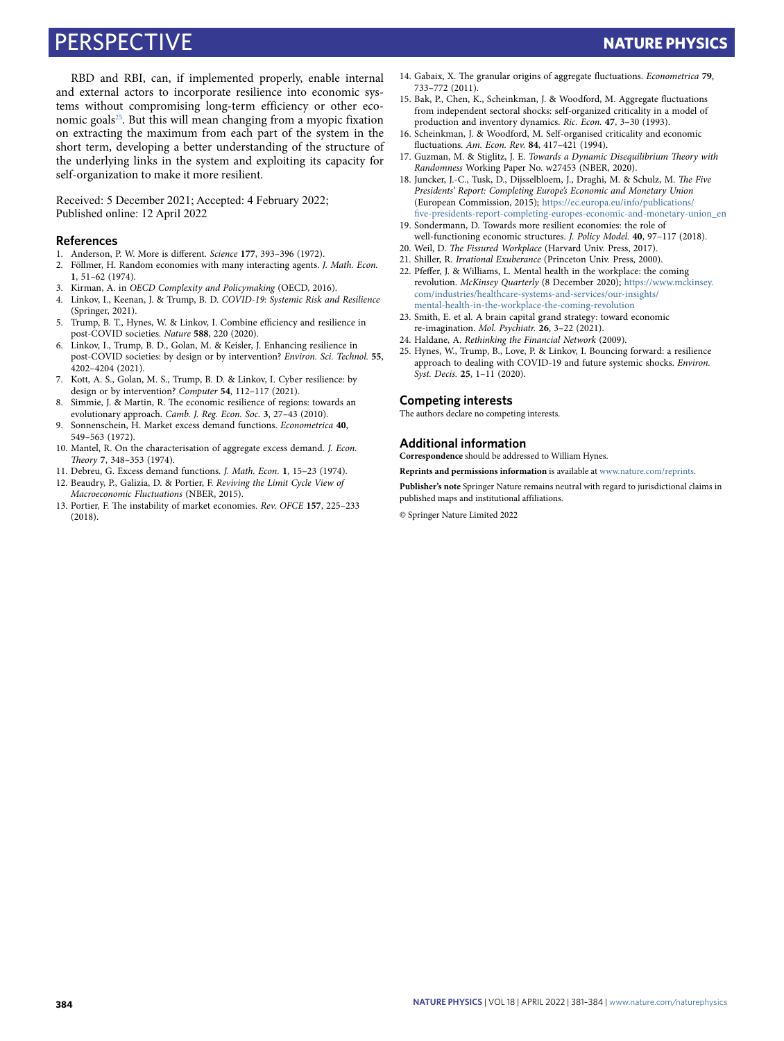RBD and RBI, can, if implemented properly, enable internal and external actors to incorporate resilience into economic systems without compromising long-term efficiency or other economic goals[25]. But this will mean changing from a myopic fixation on extracting the maximum from each part of the system in the short term, developing a better understanding of the structure of the underlying links in the system and exploiting its capacity for self-organization to make it more resilient.

Received: 5 December 2021; Accepted: 4 February 2022;
Published online: 12 April 2022

## References

1. Anderson, P. W. More is different. *Science* **177**, 393–396 (1972).
2. Föllmer, H. Random economies with many interacting agents. *J. Math. Econ.* **1**, 51–62 (1974).
3. Kirman, A. in *OECD Complexity and Policymaking* (OECD, 2016).
4. Linkov, I., Keenan, J. & Trump, B. D. *COVID-19: Systemic Risk and Resilience* (Springer, 2021).
5. Trump, B. T., Hynes, W. & Linkov, I. Combine efficiency and resilience in post-COVID societies. *Nature* **588**, 220 (2020).
6. Linkov, I., Trump, B. D., Golan, M. & Keisler, J. Enhancing resilience in post-COVID societies: by design or by intervention? *Environ. Sci. Technol.* **55**, 4202–4204 (2021).
7. Kott, A. S., Golan, M. S., Trump, B. D. & Linkov, I. Cyber resilience: by design or by intervention? *Computer* **54**, 112–117 (2021).
8. Simmie, J. & Martin, R. The economic resilience of regions: towards an evolutionary approach. *Camb. J. Reg. Econ. Soc.* **3**, 27–43 (2010).
9. Sonnenschein, H. Market excess demand functions. *Econometrica* **40**, 549–563 (1972).
10. Mantel, R. On the characterisation of aggregate excess demand. *J. Econ. Theory* **7**, 348–353 (1974).
11. Debreu, G. Excess demand functions. *J. Math. Econ.* **1**, 15–23 (1974).
12. Beaudry, P., Galizia, D. & Portier, F. *Reviving the Limit Cycle View of Macroeconomic Fluctuations* (NBER, 2015).
13. Portier, F. The instability of market economies. *Rev. OFCE* **157**, 225–233 (2018).
14. Gabaix, X. The granular origins of aggregate fluctuations. *Econometrica* **79**, 733–772 (2011).
15. Bak, P., Chen, K., Scheinkman, J. & Woodford, M. Aggregate fluctuations from independent sectoral shocks: self-organized criticality in a model of production and inventory dynamics. *Ric. Econ.* **47**, 3–30 (1993).
16. Scheinkman, J. & Woodford, M. Self-organised criticality and economic fluctuations. *Am. Econ. Rev.* **84**, 417–421 (1994).
17. Guzman, M. & Stiglitz, J. E. *Towards a Dynamic Disequilibrium Theory with Randomness* Working Paper No. w27453 (NBER, 2020).
18. Juncker, J.-C., Tusk, D., Dijsselbloem, J., Draghi, M. & Schulz, M. *The Five Presidents' Report: Completing Europe's Economic and Monetary Union* (European Commission, 2015); https://ec.europa.eu/info/publications/five-presidents-report-completing-europes-economic-and-monetary-union_en
19. Sondermann, D. Towards more resilient economies: the role of well-functioning economic structures. *J. Policy Model.* **40**, 97–117 (2018).
20. Weil, D. *The Fissured Workplace* (Harvard Univ. Press, 2017).
21. Shiller, R. *Irrational Exuberance* (Princeton Univ. Press, 2000).
22. Pfeffer, J. & Williams, L. Mental health in the workplace: the coming revolution. *McKinsey Quarterly* (8 December 2020); https://www.mckinsey.com/industries/healthcare-systems-and-services/our-insights/mental-health-in-the-workplace-the-coming-revolution
23. Smith, E. et al. A brain capital grand strategy: toward economic re-imagination. *Mol. Psychiatr.* **26**, 3–22 (2021).
24. Haldane, A. *Rethinking the Financial Network* (2009).
25. Hynes, W., Trump, B., Love, P. & Linkov, I. Bouncing forward: a resilience approach to dealing with COVID-19 and future systemic shocks. *Environ. Syst. Decis.* **25**, 1–11 (2020).

## Competing interests

The authors declare no competing interests.

## Additional information

**Correspondence** should be addressed to William Hynes.

**Reprints and permissions information** is available at www.nature.com/reprints.

**Publisher's note** Springer Nature remains neutral with regard to jurisdictional claims in published maps and institutional affiliations.

© Springer Nature Limited 2022